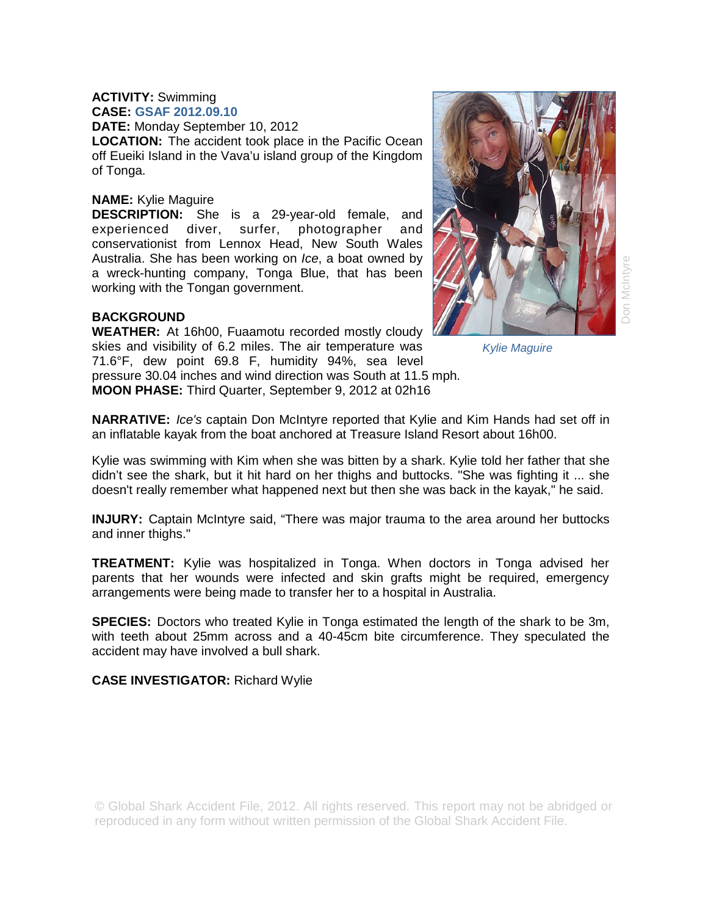**ACTIVITY:** Swimming
**CASE:** GSAF 2012.09.10
**DATE:** Monday September 10, 2012
**LOCATION:** The accident took place in the Pacific Ocean off Eueiki Island in the Vava'u island group of the Kingdom of Tonga.

**NAME:** Kylie Maguire
**DESCRIPTION:** She is a 29-year-old female, and experienced diver, surfer, photographer and conservationist from Lennox Head, New South Wales Australia. She has been working on *Ice*, a boat owned by a wreck-hunting company, Tonga Blue, that has been working with the Tongan government.

Kylie Maguire

Don McIntyre

**BACKGROUND**
**WEATHER:** At 16h00, Fuaamotu recorded mostly cloudy skies and visibility of 6.2 miles. The air temperature was 71.6°F, dew point 69.8 F, humidity 94%, sea level pressure 30.04 inches and wind direction was South at 11.5 mph.
**MOON PHASE:** Third Quarter, September 9, 2012 at 02h16

**NARRATIVE:** *Ice's* captain Don McIntyre reported that Kylie and Kim Hands had set off in an inflatable kayak from the boat anchored at Treasure Island Resort about 16h00.

Kylie was swimming with Kim when she was bitten by a shark. Kylie told her father that she didn't see the shark, but it hit hard on her thighs and buttocks. "She was fighting it ... she doesn't really remember what happened next but then she was back in the kayak," he said.

**INJURY:** Captain McIntyre said, "There was major trauma to the area around her buttocks and inner thighs."

**TREATMENT:** Kylie was hospitalized in Tonga. When doctors in Tonga advised her parents that her wounds were infected and skin grafts might be required, emergency arrangements were being made to transfer her to a hospital in Australia.

**SPECIES:** Doctors who treated Kylie in Tonga estimated the length of the shark to be 3m, with teeth about 25mm across and a 40-45cm bite circumference. They speculated the accident may have involved a bull shark.

**CASE INVESTIGATOR:** Richard Wylie

© Global Shark Accident File, 2012. All rights reserved. This report may not be abridged or reproduced in any form without written permission of the Global Shark Accident File.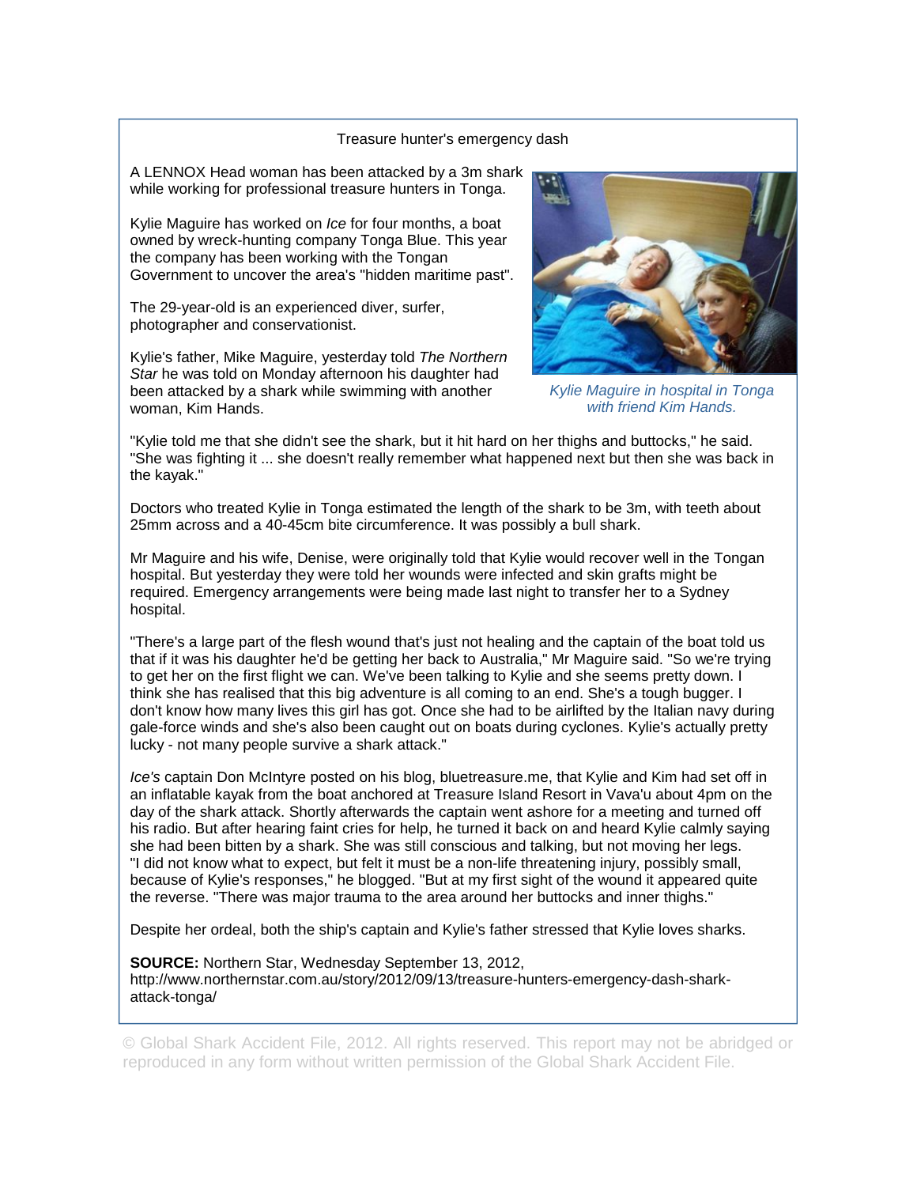# Treasure hunter's emergency dash

A LENNOX Head woman has been attacked by a 3m shark while working for professional treasure hunters in Tonga.

Kylie Maguire has worked on *Ice* for four months, a boat owned by wreck-hunting company Tonga Blue. This year the company has been working with the Tongan Government to uncover the area's "hidden maritime past".

The 29-year-old is an experienced diver, surfer, photographer and conservationist.

Kylie's father, Mike Maguire, yesterday told *The Northern Star* he was told on Monday afternoon his daughter had been attacked by a shark while swimming with another woman, Kim Hands.

*Kylie Maguire in hospital in Tonga with friend Kim Hands.*

"Kylie told me that she didn't see the shark, but it hit hard on her thighs and buttocks," he said. "She was fighting it ... she doesn't really remember what happened next but then she was back in the kayak."

Doctors who treated Kylie in Tonga estimated the length of the shark to be 3m, with teeth about 25mm across and a 40-45cm bite circumference. It was possibly a bull shark.

Mr Maguire and his wife, Denise, were originally told that Kylie would recover well in the Tongan hospital. But yesterday they were told her wounds were infected and skin grafts might be required. Emergency arrangements were being made last night to transfer her to a Sydney hospital.

"There's a large part of the flesh wound that's just not healing and the captain of the boat told us that if it was his daughter he'd be getting her back to Australia," Mr Maguire said. "So we're trying to get her on the first flight we can. We've been talking to Kylie and she seems pretty down. I think she has realised that this big adventure is all coming to an end. She's a tough bugger. I don't know how many lives this girl has got. Once she had to be airlifted by the Italian navy during gale-force winds and she's also been caught out on boats during cyclones. Kylie's actually pretty lucky - not many people survive a shark attack."

*Ice's* captain Don McIntyre posted on his blog, bluetreasure.me, that Kylie and Kim had set off in an inflatable kayak from the boat anchored at Treasure Island Resort in Vava'u about 4pm on the day of the shark attack. Shortly afterwards the captain went ashore for a meeting and turned off his radio. But after hearing faint cries for help, he turned it back on and heard Kylie calmly saying she had been bitten by a shark. She was still conscious and talking, but not moving her legs. "I did not know what to expect, but felt it must be a non-life threatening injury, possibly small, because of Kylie's responses," he blogged. "But at my first sight of the wound it appeared quite the reverse. "There was major trauma to the area around her buttocks and inner thighs."

Despite her ordeal, both the ship's captain and Kylie's father stressed that Kylie loves sharks.

**SOURCE:** Northern Star, Wednesday September 13, 2012, http://www.northernstar.com.au/story/2012/09/13/treasure-hunters-emergency-dash-shark-attack-tonga/

© Global Shark Accident File, 2012. All rights reserved. This report may not be abridged or reproduced in any form without written permission of the Global Shark Accident File.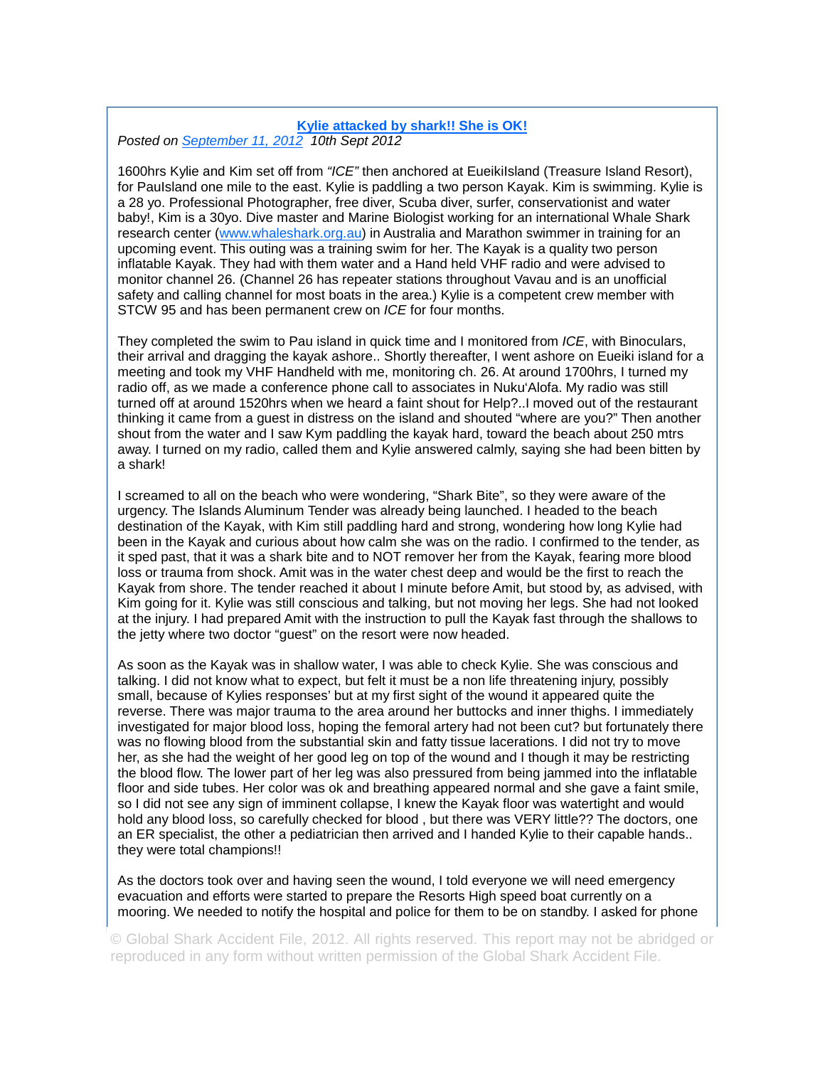**Kylie attacked by shark!! She is OK!**

*Posted on September 11, 2012  10th Sept 2012*

1600hrs Kylie and Kim set off from *"ICE"* then anchored at EueikiIsland (Treasure Island Resort), for PauIsland one mile to the east. Kylie is paddling a two person Kayak. Kim is swimming. Kylie is a 28 yo. Professional Photographer, free diver, Scuba diver, surfer, conservationist and water baby!, Kim is a 30yo. Dive master and Marine Biologist working for an international Whale Shark research center (www.whaleshark.org.au) in Australia and Marathon swimmer in training for an upcoming event. This outing was a training swim for her. The Kayak is a quality two person inflatable Kayak. They had with them water and a Hand held VHF radio and were advised to monitor channel 26. (Channel 26 has repeater stations throughout Vavau and is an unofficial safety and calling channel for most boats in the area.) Kylie is a competent crew member with STCW 95 and has been permanent crew on *ICE* for four months.

They completed the swim to Pau island in quick time and I monitored from *ICE*, with Binoculars, their arrival and dragging the kayak ashore.. Shortly thereafter, I went ashore on Eueiki island for a meeting and took my VHF Handheld with me, monitoring ch. 26. At around 1700hrs, I turned my radio off, as we made a conference phone call to associates in Nuku'Alofa. My radio was still turned off at around 1520hrs when we heard a faint shout for Help?..I moved out of the restaurant thinking it came from a guest in distress on the island and shouted "where are you?" Then another shout from the water and I saw Kym paddling the kayak hard, toward the beach about 250 mtrs away. I turned on my radio, called them and Kylie answered calmly, saying she had been bitten by a shark!

I screamed to all on the beach who were wondering, "Shark Bite", so they were aware of the urgency. The Islands Aluminum Tender was already being launched. I headed to the beach destination of the Kayak, with Kim still paddling hard and strong, wondering how long Kylie had been in the Kayak and curious about how calm she was on the radio. I confirmed to the tender, as it sped past, that it was a shark bite and to NOT remover her from the Kayak, fearing more blood loss or trauma from shock. Amit was in the water chest deep and would be the first to reach the Kayak from shore. The tender reached it about I minute before Amit, but stood by, as advised, with Kim going for it. Kylie was still conscious and talking, but not moving her legs. She had not looked at the injury. I had prepared Amit with the instruction to pull the Kayak fast through the shallows to the jetty where two doctor "guest" on the resort were now headed.

As soon as the Kayak was in shallow water, I was able to check Kylie. She was conscious and talking. I did not know what to expect, but felt it must be a non life threatening injury, possibly small, because of Kylies responses' but at my first sight of the wound it appeared quite the reverse. There was major trauma to the area around her buttocks and inner thighs. I immediately investigated for major blood loss, hoping the femoral artery had not been cut? but fortunately there was no flowing blood from the substantial skin and fatty tissue lacerations. I did not try to move her, as she had the weight of her good leg on top of the wound and I though it may be restricting the blood flow. The lower part of her leg was also pressured from being jammed into the inflatable floor and side tubes. Her color was ok and breathing appeared normal and she gave a faint smile, so I did not see any sign of imminent collapse, I knew the Kayak floor was watertight and would hold any blood loss, so carefully checked for blood , but there was VERY little?? The doctors, one an ER specialist, the other a pediatrician then arrived and I handed Kylie to their capable hands.. they were total champions!!

As the doctors took over and having seen the wound, I told everyone we will need emergency evacuation and efforts were started to prepare the Resorts High speed boat currently on a mooring. We needed to notify the hospital and police for them to be on standby. I asked for phone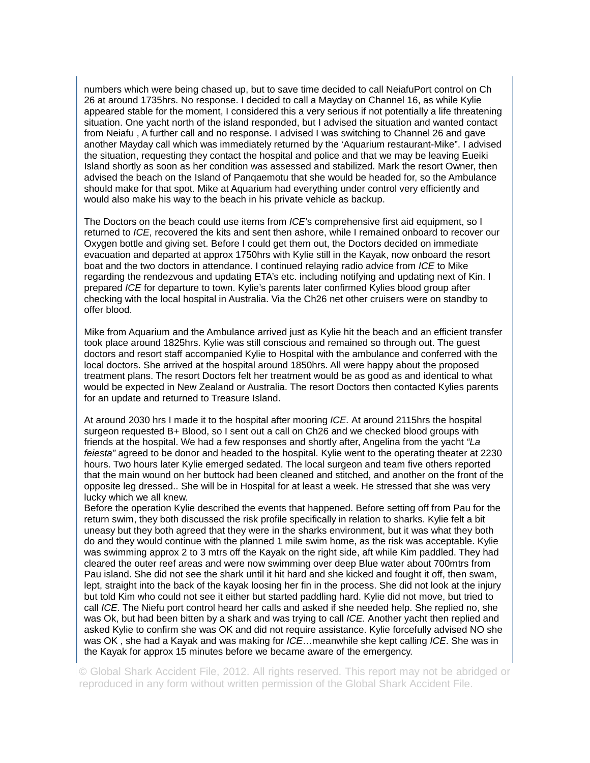numbers which were being chased up, but to save time decided to call NeiafuPort control on Ch 26 at around 1735hrs. No response. I decided to call a Mayday on Channel 16, as while Kylie appeared stable for the moment, I considered this a very serious if not potentially a life threatening situation. One yacht north of the island responded, but I advised the situation and wanted contact from Neiafu , A further call and no response. I advised I was switching to Channel 26 and gave another Mayday call which was immediately returned by the 'Aquarium restaurant-Mike". I advised the situation, requesting they contact the hospital and police and that we may be leaving Eueiki Island shortly as soon as her condition was assessed and stabilized. Mark the resort Owner, then advised the beach on the Island of Panqaemotu that she would be headed for, so the Ambulance should make for that spot. Mike at Aquarium had everything under control very efficiently and would also make his way to the beach in his private vehicle as backup.

The Doctors on the beach could use items from *ICE*'s comprehensive first aid equipment, so I returned to *ICE*, recovered the kits and sent then ashore, while I remained onboard to recover our Oxygen bottle and giving set. Before I could get them out, the Doctors decided on immediate evacuation and departed at approx 1750hrs with Kylie still in the Kayak, now onboard the resort boat and the two doctors in attendance. I continued relaying radio advice from *ICE* to Mike regarding the rendezvous and updating ETA's etc. including notifying and updating next of Kin. I prepared *ICE* for departure to town. Kylie's parents later confirmed Kylies blood group after checking with the local hospital in Australia. Via the Ch26 net other cruisers were on standby to offer blood.

Mike from Aquarium and the Ambulance arrived just as Kylie hit the beach and an efficient transfer took place around 1825hrs. Kylie was still conscious and remained so through out. The guest doctors and resort staff accompanied Kylie to Hospital with the ambulance and conferred with the local doctors. She arrived at the hospital around 1850hrs. All were happy about the proposed treatment plans. The resort Doctors felt her treatment would be as good as and identical to what would be expected in New Zealand or Australia. The resort Doctors then contacted Kylies parents for an update and returned to Treasure Island.

At around 2030 hrs I made it to the hospital after mooring *ICE*. At around 2115hrs the hospital surgeon requested B+ Blood, so I sent out a call on Ch26 and we checked blood groups with friends at the hospital. We had a few responses and shortly after, Angelina from the yacht *"La feiesta"* agreed to be donor and headed to the hospital. Kylie went to the operating theater at 2230 hours. Two hours later Kylie emerged sedated. The local surgeon and team five others reported that the main wound on her buttock had been cleaned and stitched, and another on the front of the opposite leg dressed.. She will be in Hospital for at least a week. He stressed that she was very lucky which we all knew.
Before the operation Kylie described the events that happened. Before setting off from Pau for the return swim, they both discussed the risk profile specifically in relation to sharks. Kylie felt a bit uneasy but they both agreed that they were in the sharks environment, but it was what they both do and they would continue with the planned 1 mile swim home, as the risk was acceptable. Kylie was swimming approx 2 to 3 mtrs off the Kayak on the right side, aft while Kim paddled. They had cleared the outer reef areas and were now swimming over deep Blue water about 700mtrs from Pau island. She did not see the shark until it hit hard and she kicked and fought it off, then swam, lept, straight into the back of the kayak loosing her fin in the process. She did not look at the injury but told Kim who could not see it either but started paddling hard. Kylie did not move, but tried to call *ICE*. The Niefu port control heard her calls and asked if she needed help. She replied no, she was Ok, but had been bitten by a shark and was trying to call *ICE.* Another yacht then replied and asked Kylie to confirm she was OK and did not require assistance. Kylie forcefully advised NO she was OK , she had a Kayak and was making for *ICE*…meanwhile she kept calling *ICE*. She was in the Kayak for approx 15 minutes before we became aware of the emergency.

© Global Shark Accident File, 2012. All rights reserved. This report may not be abridged or reproduced in any form without written permission of the Global Shark Accident File.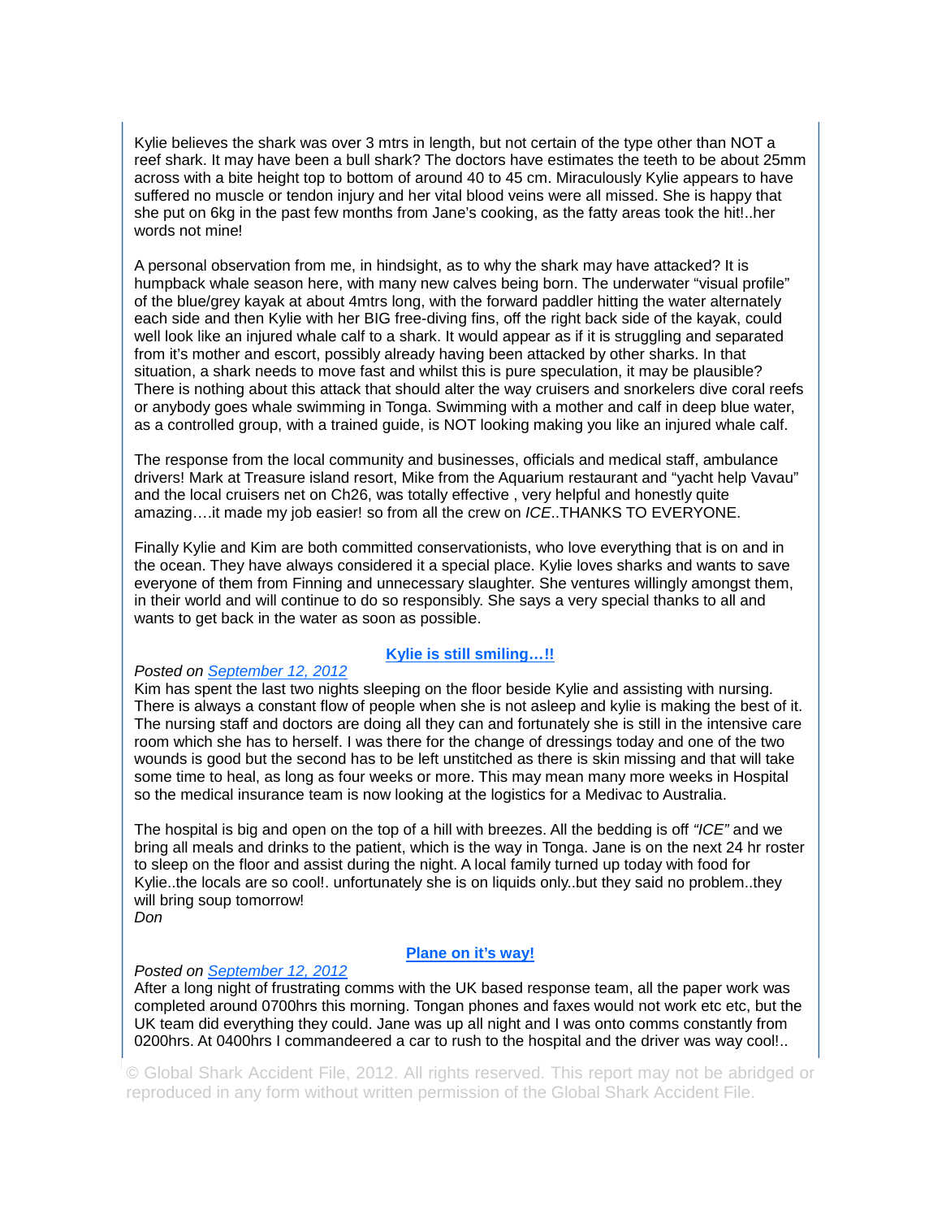Kylie believes the shark was over 3 mtrs in length, but not certain of the type other than NOT a reef shark. It may have been a bull shark? The doctors have estimates the teeth to be about 25mm across with a bite height top to bottom of around 40 to 45 cm. Miraculously Kylie appears to have suffered no muscle or tendon injury and her vital blood veins were all missed. She is happy that she put on 6kg in the past few months from Jane's cooking, as the fatty areas took the hit!..her words not mine!

A personal observation from me, in hindsight, as to why the shark may have attacked? It is humpback whale season here, with many new calves being born. The underwater "visual profile" of the blue/grey kayak at about 4mtrs long, with the forward paddler hitting the water alternately each side and then Kylie with her BIG free-diving fins, off the right back side of the kayak, could well look like an injured whale calf to a shark. It would appear as if it is struggling and separated from it's mother and escort, possibly already having been attacked by other sharks. In that situation, a shark needs to move fast and whilst this is pure speculation, it may be plausible? There is nothing about this attack that should alter the way cruisers and snorkelers dive coral reefs or anybody goes whale swimming in Tonga. Swimming with a mother and calf in deep blue water, as a controlled group, with a trained guide, is NOT looking making you like an injured whale calf.

The response from the local community and businesses, officials and medical staff, ambulance drivers! Mark at Treasure island resort, Mike from the Aquarium restaurant and "yacht help Vavau" and the local cruisers net on Ch26, was totally effective , very helpful and honestly quite amazing….it made my job easier! so from all the crew on *ICE*..THANKS TO EVERYONE.

Finally Kylie and Kim are both committed conservationists, who love everything that is on and in the ocean. They have always considered it a special place. Kylie loves sharks and wants to save everyone of them from Finning and unnecessary slaughter. She ventures willingly amongst them, in their world and will continue to do so responsibly. She says a very special thanks to all and wants to get back in the water as soon as possible.

## Kylie is still smiling…!!

*Posted on* September 12, 2012

Kim has spent the last two nights sleeping on the floor beside Kylie and assisting with nursing. There is always a constant flow of people when she is not asleep and kylie is making the best of it. The nursing staff and doctors are doing all they can and fortunately she is still in the intensive care room which she has to herself. I was there for the change of dressings today and one of the two wounds is good but the second has to be left unstitched as there is skin missing and that will take some time to heal, as long as four weeks or more. This may mean many more weeks in Hospital so the medical insurance team is now looking at the logistics for a Medivac to Australia.

The hospital is big and open on the top of a hill with breezes. All the bedding is off *"ICE"* and we bring all meals and drinks to the patient, which is the way in Tonga. Jane is on the next 24 hr roster to sleep on the floor and assist during the night. A local family turned up today with food for Kylie..the locals are so cool!. unfortunately she is on liquids only..but they said no problem..they will bring soup tomorrow!
*Don*

## Plane on it's way!

*Posted on* September 12, 2012

After a long night of frustrating comms with the UK based response team, all the paper work was completed around 0700hrs this morning. Tongan phones and faxes would not work etc etc, but the UK team did everything they could. Jane was up all night and I was onto comms constantly from 0200hrs. At 0400hrs I commandeered a car to rush to the hospital and the driver was way cool!..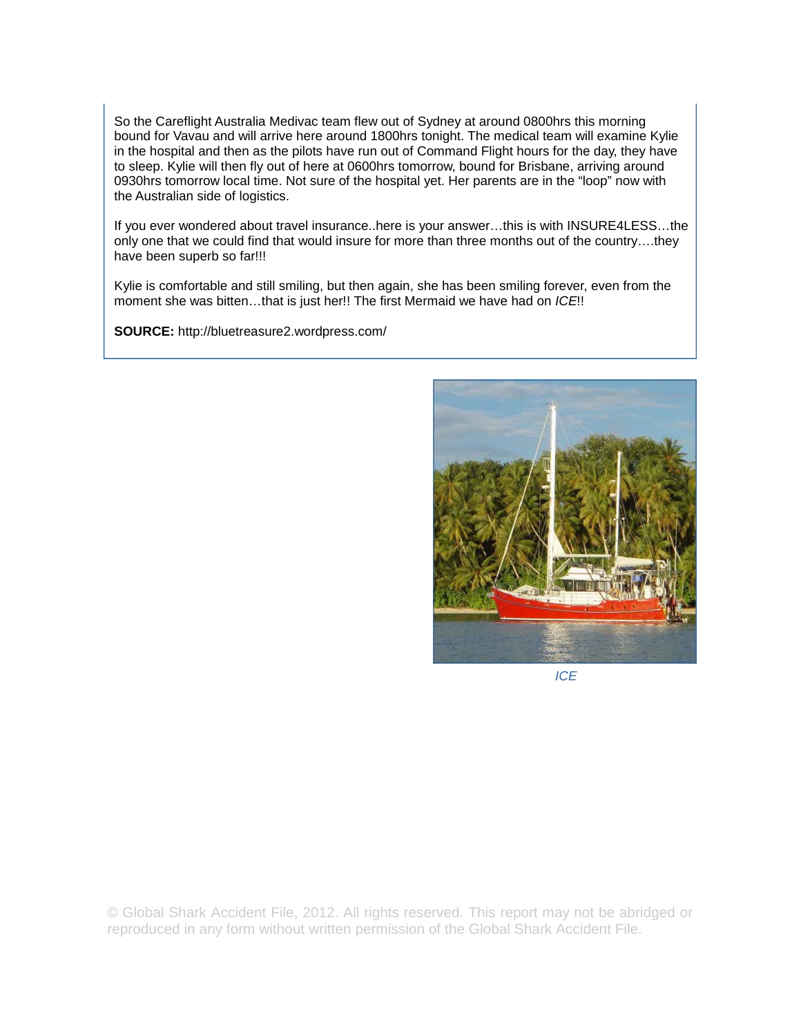So the Careflight Australia Medivac team flew out of Sydney at around 0800hrs this morning bound for Vavau and will arrive here around 1800hrs tonight. The medical team will examine Kylie in the hospital and then as the pilots have run out of Command Flight hours for the day, they have to sleep. Kylie will then fly out of here at 0600hrs tomorrow, bound for Brisbane, arriving around 0930hrs tomorrow local time. Not sure of the hospital yet. Her parents are in the “loop” now with the Australian side of logistics.

If you ever wondered about travel insurance..here is your answer…this is with INSURE4LESS…the only one that we could find that would insure for more than three months out of the country….they have been superb so far!!!

Kylie is comfortable and still smiling, but then again, she has been smiling forever, even from the moment she was bitten…that is just her!! The first Mermaid we have had on *ICE*!!

**SOURCE:** http://bluetreasure2.wordpress.com/

*ICE*

© Global Shark Accident File, 2012. All rights reserved. This report may not be abridged or reproduced in any form without written permission of the Global Shark Accident File.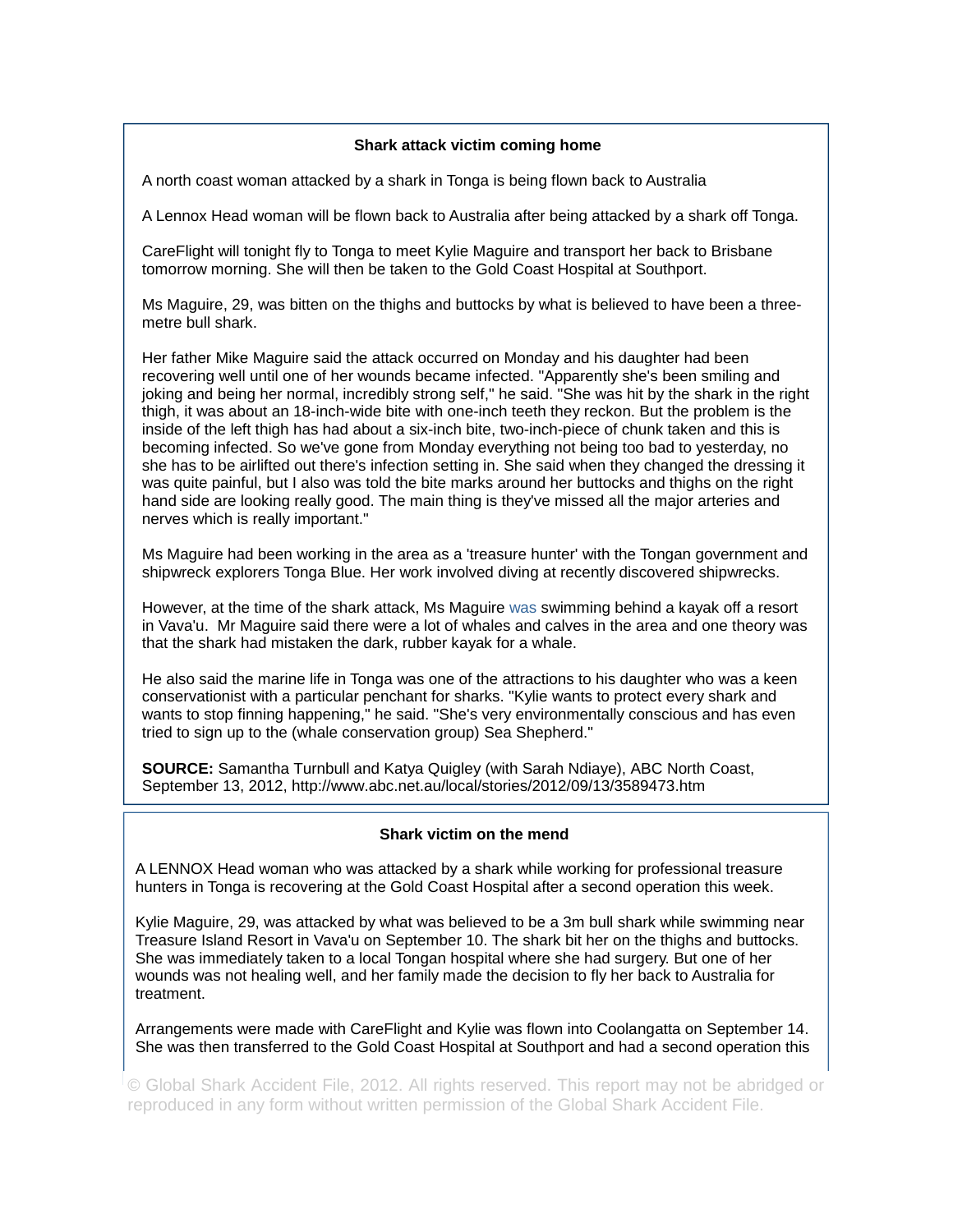## Shark attack victim coming home

A north coast woman attacked by a shark in Tonga is being flown back to Australia

A Lennox Head woman will be flown back to Australia after being attacked by a shark off Tonga.

CareFlight will tonight fly to Tonga to meet Kylie Maguire and transport her back to Brisbane tomorrow morning. She will then be taken to the Gold Coast Hospital at Southport.

Ms Maguire, 29, was bitten on the thighs and buttocks by what is believed to have been a three-metre bull shark.

Her father Mike Maguire said the attack occurred on Monday and his daughter had been recovering well until one of her wounds became infected. "Apparently she's been smiling and joking and being her normal, incredibly strong self," he said. "She was hit by the shark in the right thigh, it was about an 18-inch-wide bite with one-inch teeth they reckon. But the problem is the inside of the left thigh has had about a six-inch bite, two-inch-piece of chunk taken and this is becoming infected. So we've gone from Monday everything not being too bad to yesterday, no she has to be airlifted out there's infection setting in. She said when they changed the dressing it was quite painful, but I also was told the bite marks around her buttocks and thighs on the right hand side are looking really good. The main thing is they've missed all the major arteries and nerves which is really important."

Ms Maguire had been working in the area as a 'treasure hunter' with the Tongan government and shipwreck explorers Tonga Blue. Her work involved diving at recently discovered shipwrecks.

However, at the time of the shark attack, Ms Maguire was swimming behind a kayak off a resort in Vava'u. Mr Maguire said there were a lot of whales and calves in the area and one theory was that the shark had mistaken the dark, rubber kayak for a whale.

He also said the marine life in Tonga was one of the attractions to his daughter who was a keen conservationist with a particular penchant for sharks. "Kylie wants to protect every shark and wants to stop finning happening," he said. "She's very environmentally conscious and has even tried to sign up to the (whale conservation group) Sea Shepherd."

**SOURCE:** Samantha Turnbull and Katya Quigley (with Sarah Ndiaye), ABC North Coast, September 13, 2012, http://www.abc.net.au/local/stories/2012/09/13/3589473.htm

## Shark victim on the mend

A LENNOX Head woman who was attacked by a shark while working for professional treasure hunters in Tonga is recovering at the Gold Coast Hospital after a second operation this week.

Kylie Maguire, 29, was attacked by what was believed to be a 3m bull shark while swimming near Treasure Island Resort in Vava'u on September 10. The shark bit her on the thighs and buttocks. She was immediately taken to a local Tongan hospital where she had surgery. But one of her wounds was not healing well, and her family made the decision to fly her back to Australia for treatment.

Arrangements were made with CareFlight and Kylie was flown into Coolangatta on September 14. She was then transferred to the Gold Coast Hospital at Southport and had a second operation this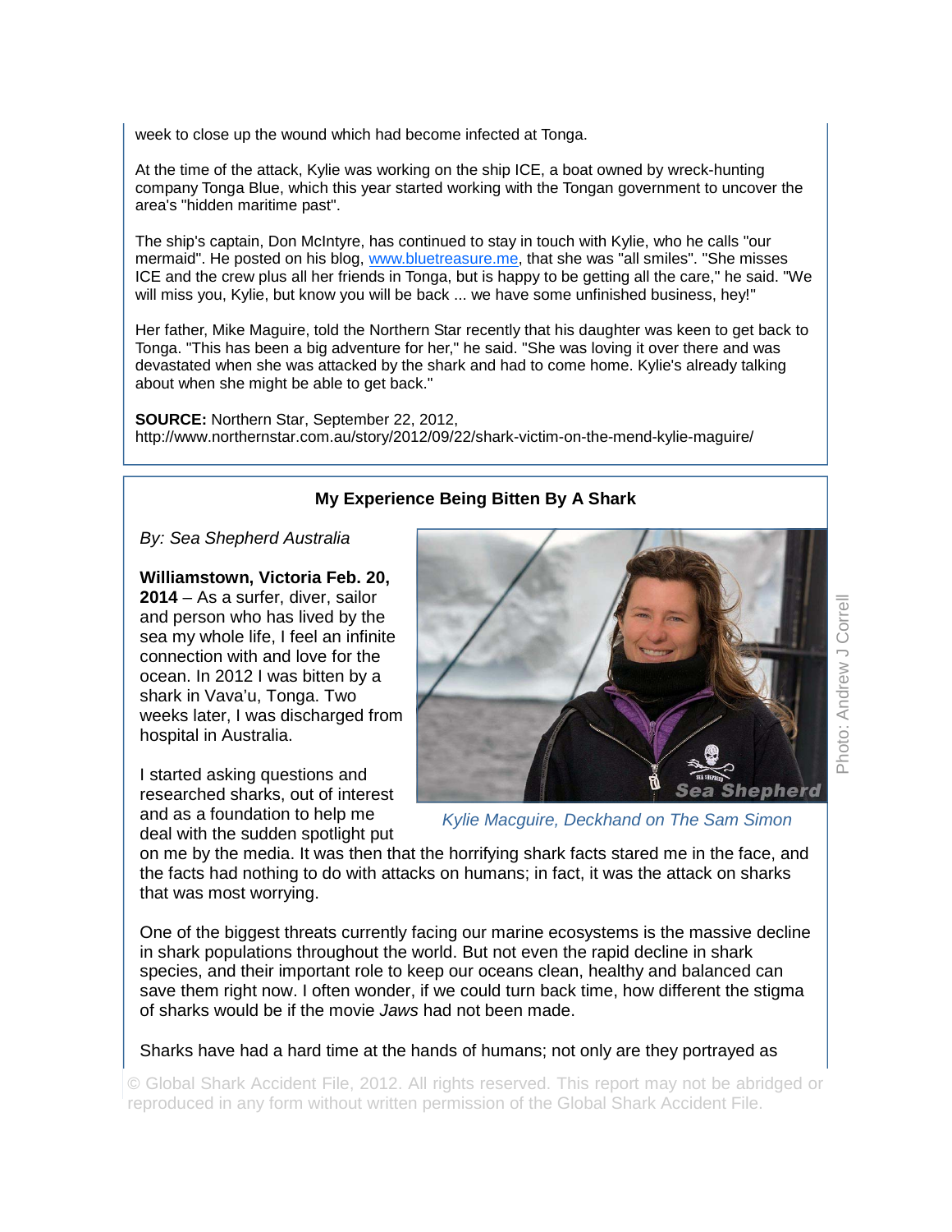week to close up the wound which had become infected at Tonga.

At the time of the attack, Kylie was working on the ship ICE, a boat owned by wreck-hunting company Tonga Blue, which this year started working with the Tongan government to uncover the area's "hidden maritime past".

The ship's captain, Don McIntyre, has continued to stay in touch with Kylie, who he calls "our mermaid". He posted on his blog, www.bluetreasure.me, that she was "all smiles". "She misses ICE and the crew plus all her friends in Tonga, but is happy to be getting all the care," he said. "We will miss you, Kylie, but know you will be back ... we have some unfinished business, hey!"

Her father, Mike Maguire, told the Northern Star recently that his daughter was keen to get back to Tonga. "This has been a big adventure for her," he said. "She was loving it over there and was devastated when she was attacked by the shark and had to come home. Kylie's already talking about when she might be able to get back."

**SOURCE:** Northern Star, September 22, 2012, http://www.northernstar.com.au/story/2012/09/22/shark-victim-on-the-mend-kylie-maguire/

## My Experience Being Bitten By A Shark

*By: Sea Shepherd Australia*

**Williamstown, Victoria Feb. 20, 2014** – As a surfer, diver, sailor and person who has lived by the sea my whole life, I feel an infinite connection with and love for the ocean. In 2012 I was bitten by a shark in Vava'u, Tonga. Two weeks later, I was discharged from hospital in Australia.

*Kylie Macguire, Deckhand on The Sam Simon*

Photo: Andrew J Correll

I started asking questions and researched sharks, out of interest and as a foundation to help me deal with the sudden spotlight put on me by the media. It was then that the horrifying shark facts stared me in the face, and the facts had nothing to do with attacks on humans; in fact, it was the attack on sharks that was most worrying.

One of the biggest threats currently facing our marine ecosystems is the massive decline in shark populations throughout the world. But not even the rapid decline in shark species, and their important role to keep our oceans clean, healthy and balanced can save them right now. I often wonder, if we could turn back time, how different the stigma of sharks would be if the movie *Jaws* had not been made.

Sharks have had a hard time at the hands of humans; not only are they portrayed as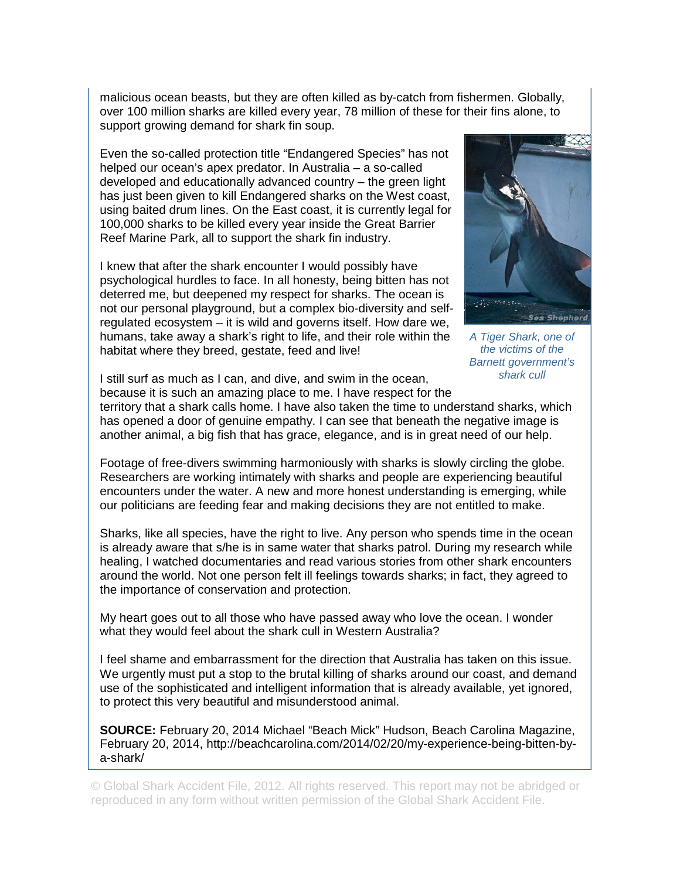malicious ocean beasts, but they are often killed as by-catch from fishermen. Globally, over 100 million sharks are killed every year, 78 million of these for their fins alone, to support growing demand for shark fin soup.

Even the so-called protection title "Endangered Species" has not helped our ocean's apex predator. In Australia – a so-called developed and educationally advanced country – the green light has just been given to kill Endangered sharks on the West coast, using baited drum lines. On the East coast, it is currently legal for 100,000 sharks to be killed every year inside the Great Barrier Reef Marine Park, all to support the shark fin industry.

I knew that after the shark encounter I would possibly have psychological hurdles to face. In all honesty, being bitten has not deterred me, but deepened my respect for sharks. The ocean is not our personal playground, but a complex bio-diversity and self-regulated ecosystem – it is wild and governs itself. How dare we, humans, take away a shark's right to life, and their role within the habitat where they breed, gestate, feed and live!

*A Tiger Shark, one of the victims of the Barnett government's shark cull*

I still surf as much as I can, and dive, and swim in the ocean, because it is such an amazing place to me. I have respect for the territory that a shark calls home. I have also taken the time to understand sharks, which has opened a door of genuine empathy. I can see that beneath the negative image is another animal, a big fish that has grace, elegance, and is in great need of our help.

Footage of free-divers swimming harmoniously with sharks is slowly circling the globe. Researchers are working intimately with sharks and people are experiencing beautiful encounters under the water. A new and more honest understanding is emerging, while our politicians are feeding fear and making decisions they are not entitled to make.

Sharks, like all species, have the right to live. Any person who spends time in the ocean is already aware that s/he is in same water that sharks patrol. During my research while healing, I watched documentaries and read various stories from other shark encounters around the world. Not one person felt ill feelings towards sharks; in fact, they agreed to the importance of conservation and protection.

My heart goes out to all those who have passed away who love the ocean. I wonder what they would feel about the shark cull in Western Australia?

I feel shame and embarrassment for the direction that Australia has taken on this issue. We urgently must put a stop to the brutal killing of sharks around our coast, and demand use of the sophisticated and intelligent information that is already available, yet ignored, to protect this very beautiful and misunderstood animal.

**SOURCE:** February 20, 2014 Michael "Beach Mick" Hudson, Beach Carolina Magazine, February 20, 2014, http://beachcarolina.com/2014/02/20/my-experience-being-bitten-by-a-shark/

© Global Shark Accident File, 2012. All rights reserved. This report may not be abridged or reproduced in any form without written permission of the Global Shark Accident File.